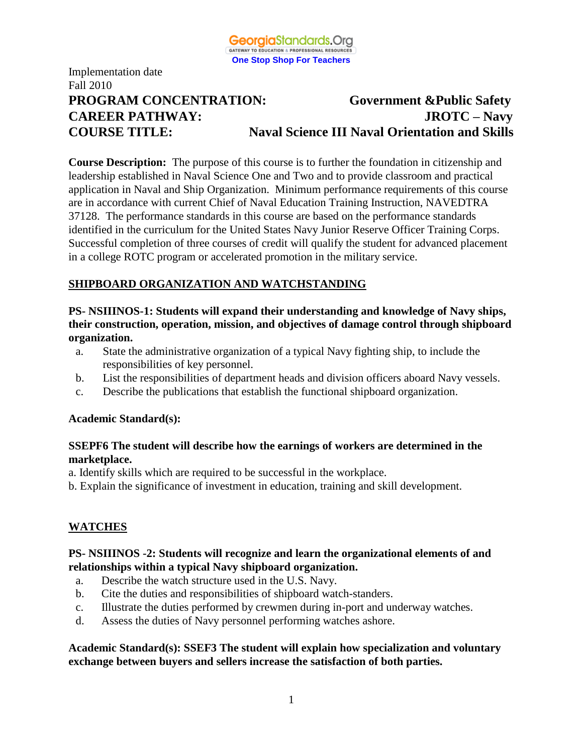GeorgiaStandards.Org
GATEWAY TO EDUCATION & PROFESSIONAL RESOURCES
One Stop Shop For Teachers

Implementation date
Fall 2010

**PROGRAM CONCENTRATION:** **Government &Public Safety**
**CAREER PATHWAY:** **JROTC – Navy**
**COURSE TITLE:** **Naval Science III Naval Orientation and Skills**

**Course Description:** The purpose of this course is to further the foundation in citizenship and leadership established in Naval Science One and Two and to provide classroom and practical application in Naval and Ship Organization. Minimum performance requirements of this course are in accordance with current Chief of Naval Education Training Instruction, NAVEDTRA 37128. The performance standards in this course are based on the performance standards identified in the curriculum for the United States Navy Junior Reserve Officer Training Corps. Successful completion of three courses of credit will qualify the student for advanced placement in a college ROTC program or accelerated promotion in the military service.

## SHIPBOARD ORGANIZATION AND WATCHSTANDING

**PS- NSIIINOS-1: Students will expand their understanding and knowledge of Navy ships, their construction, operation, mission, and objectives of damage control through shipboard organization.**

a. State the administrative organization of a typical Navy fighting ship, to include the responsibilities of key personnel.
b. List the responsibilities of department heads and division officers aboard Navy vessels.
c. Describe the publications that establish the functional shipboard organization.

**Academic Standard(s):**

**SSEPF6 The student will describe how the earnings of workers are determined in the marketplace.**

a. Identify skills which are required to be successful in the workplace.
b. Explain the significance of investment in education, training and skill development.

## WATCHES

**PS- NSIIINOS -2: Students will recognize and learn the organizational elements of and relationships within a typical Navy shipboard organization.**

a. Describe the watch structure used in the U.S. Navy.
b. Cite the duties and responsibilities of shipboard watch-standers.
c. Illustrate the duties performed by crewmen during in-port and underway watches.
d. Assess the duties of Navy personnel performing watches ashore.

**Academic Standard(s): SSEF3 The student will explain how specialization and voluntary exchange between buyers and sellers increase the satisfaction of both parties.**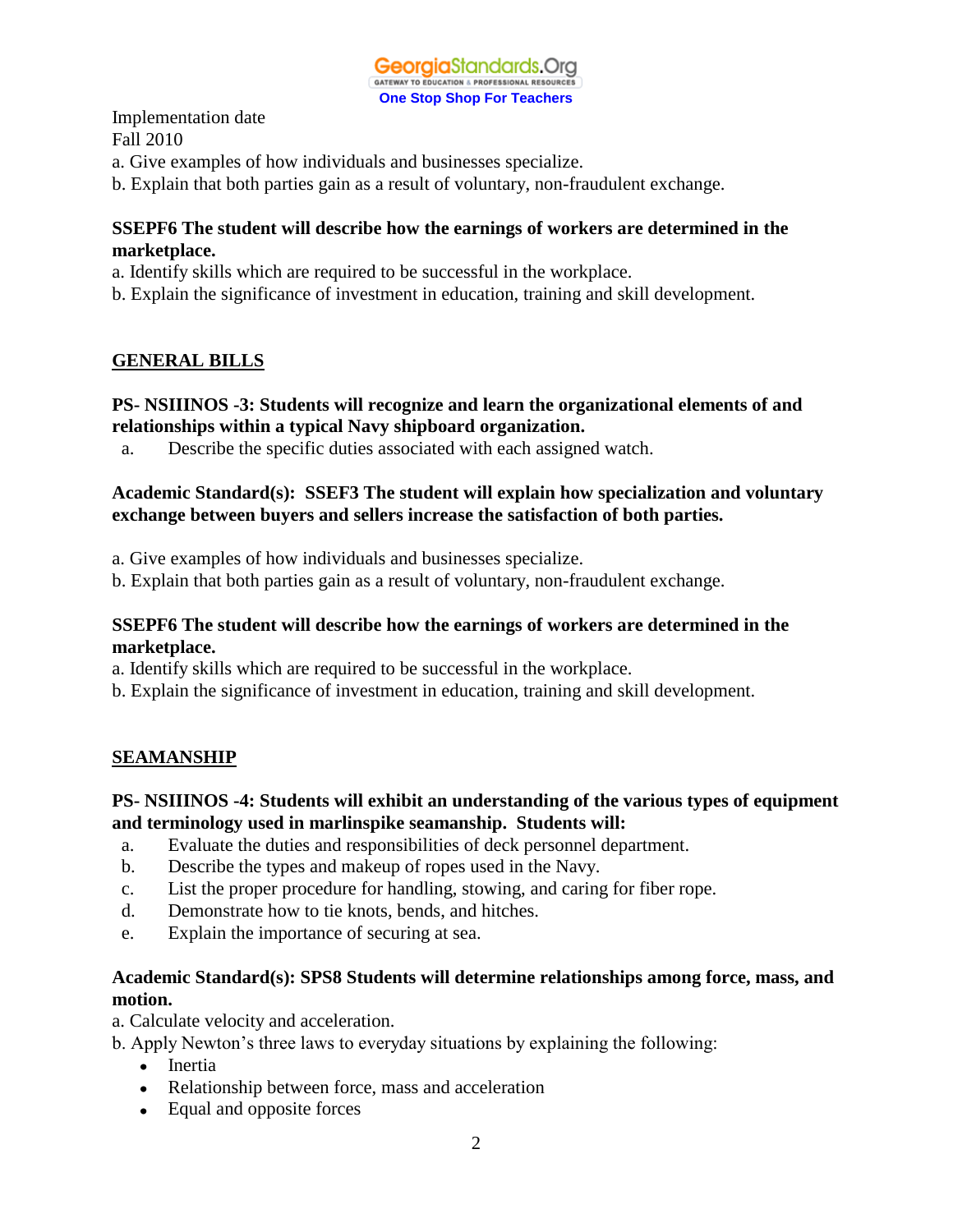Implementation date
Fall 2010

a. Give examples of how individuals and businesses specialize.
b. Explain that both parties gain as a result of voluntary, non-fraudulent exchange.

**SSEPF6 The student will describe how the earnings of workers are determined in the marketplace.**

a. Identify skills which are required to be successful in the workplace.
b. Explain the significance of investment in education, training and skill development.

## GENERAL BILLS

**PS- NSIIINOS -3: Students will recognize and learn the organizational elements of and relationships within a typical Navy shipboard organization.**

a. Describe the specific duties associated with each assigned watch.

**Academic Standard(s): SSEF3 The student will explain how specialization and voluntary exchange between buyers and sellers increase the satisfaction of both parties.**

a. Give examples of how individuals and businesses specialize.
b. Explain that both parties gain as a result of voluntary, non-fraudulent exchange.

**SSEPF6 The student will describe how the earnings of workers are determined in the marketplace.**

a. Identify skills which are required to be successful in the workplace.
b. Explain the significance of investment in education, training and skill development.

## SEAMANSHIP

**PS- NSIIINOS -4: Students will exhibit an understanding of the various types of equipment and terminology used in marlinspike seamanship. Students will:**

a. Evaluate the duties and responsibilities of deck personnel department.
b. Describe the types and makeup of ropes used in the Navy.
c. List the proper procedure for handling, stowing, and caring for fiber rope.
d. Demonstrate how to tie knots, bends, and hitches.
e. Explain the importance of securing at sea.

**Academic Standard(s): SPS8 Students will determine relationships among force, mass, and motion.**

a. Calculate velocity and acceleration.
b. Apply Newton's three laws to everyday situations by explaining the following:
- Inertia
- Relationship between force, mass and acceleration
- Equal and opposite forces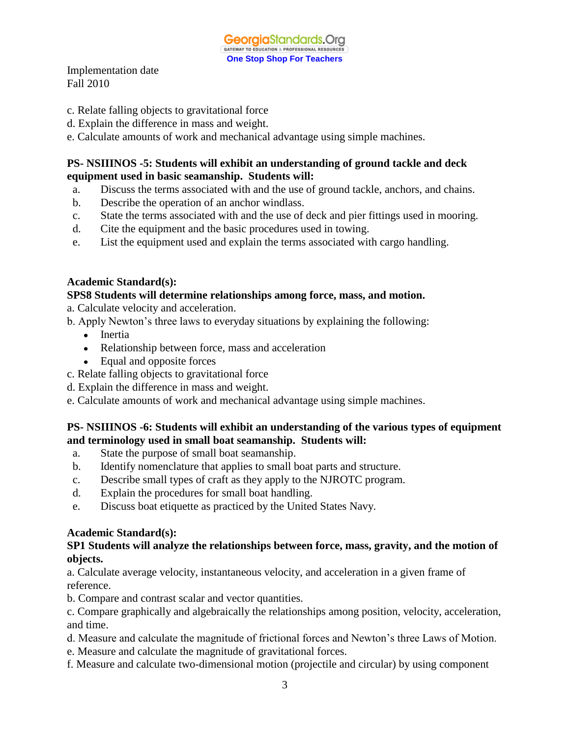Implementation date
Fall 2010

c. Relate falling objects to gravitational force
d. Explain the difference in mass and weight.
e. Calculate amounts of work and mechanical advantage using simple machines.

**PS- NSIIINOS -5: Students will exhibit an understanding of ground tackle and deck equipment used in basic seamanship. Students will:**

a. Discuss the terms associated with and the use of ground tackle, anchors, and chains.
b. Describe the operation of an anchor windlass.
c. State the terms associated with and the use of deck and pier fittings used in mooring.
d. Cite the equipment and the basic procedures used in towing.
e. List the equipment used and explain the terms associated with cargo handling.

**Academic Standard(s):**

**SPS8 Students will determine relationships among force, mass, and motion.**

a. Calculate velocity and acceleration.
b. Apply Newton's three laws to everyday situations by explaining the following:
- Inertia
- Relationship between force, mass and acceleration
- Equal and opposite forces

c. Relate falling objects to gravitational force
d. Explain the difference in mass and weight.
e. Calculate amounts of work and mechanical advantage using simple machines.

**PS- NSIIINOS -6: Students will exhibit an understanding of the various types of equipment and terminology used in small boat seamanship. Students will:**

a. State the purpose of small boat seamanship.
b. Identify nomenclature that applies to small boat parts and structure.
c. Describe small types of craft as they apply to the NJROTC program.
d. Explain the procedures for small boat handling.
e. Discuss boat etiquette as practiced by the United States Navy.

**Academic Standard(s):**

**SP1 Students will analyze the relationships between force, mass, gravity, and the motion of objects.**

a. Calculate average velocity, instantaneous velocity, and acceleration in a given frame of reference.
b. Compare and contrast scalar and vector quantities.
c. Compare graphically and algebraically the relationships among position, velocity, acceleration, and time.
d. Measure and calculate the magnitude of frictional forces and Newton's three Laws of Motion.
e. Measure and calculate the magnitude of gravitational forces.
f. Measure and calculate two-dimensional motion (projectile and circular) by using component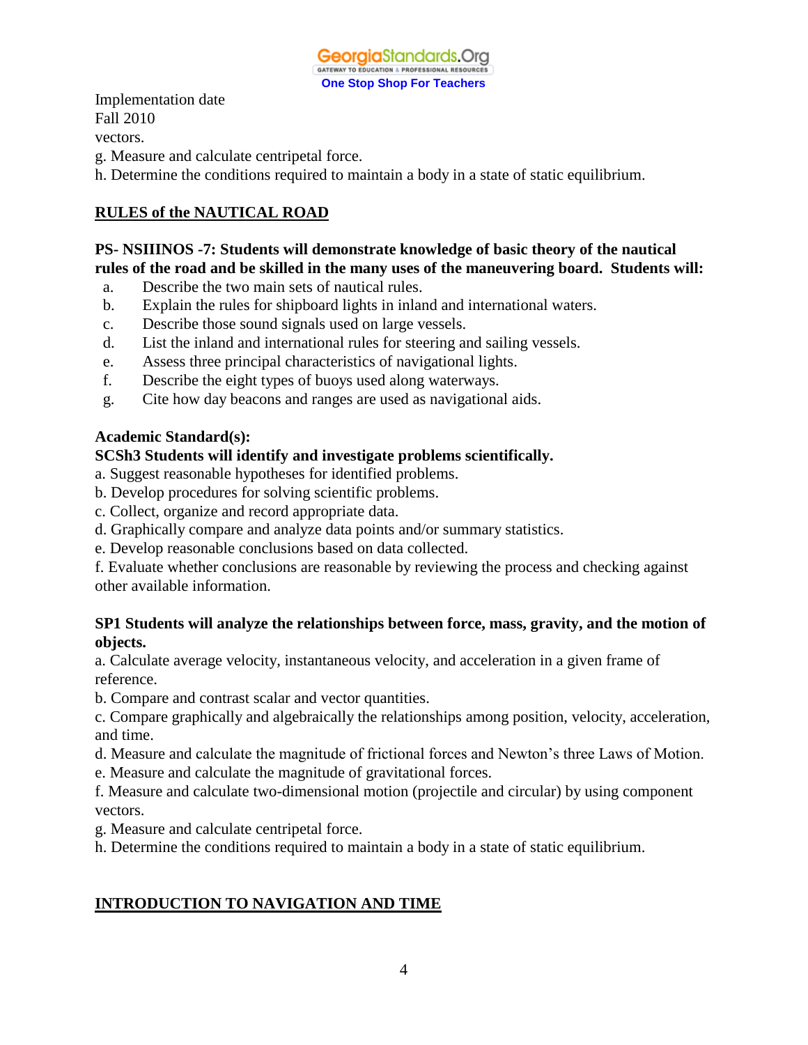Implementation date
Fall 2010
vectors.

g. Measure and calculate centripetal force.

h. Determine the conditions required to maintain a body in a state of static equilibrium.

## RULES of the NAUTICAL ROAD

**PS- NSIIINOS -7: Students will demonstrate knowledge of basic theory of the nautical rules of the road and be skilled in the many uses of the maneuvering board. Students will:**

a. Describe the two main sets of nautical rules.
b. Explain the rules for shipboard lights in inland and international waters.
c. Describe those sound signals used on large vessels.
d. List the inland and international rules for steering and sailing vessels.
e. Assess three principal characteristics of navigational lights.
f. Describe the eight types of buoys used along waterways.
g. Cite how day beacons and ranges are used as navigational aids.

**Academic Standard(s):**

**SCSh3 Students will identify and investigate problems scientifically.**

a. Suggest reasonable hypotheses for identified problems.
b. Develop procedures for solving scientific problems.
c. Collect, organize and record appropriate data.
d. Graphically compare and analyze data points and/or summary statistics.
e. Develop reasonable conclusions based on data collected.
f. Evaluate whether conclusions are reasonable by reviewing the process and checking against other available information.

**SP1 Students will analyze the relationships between force, mass, gravity, and the motion of objects.**

a. Calculate average velocity, instantaneous velocity, and acceleration in a given frame of reference.
b. Compare and contrast scalar and vector quantities.
c. Compare graphically and algebraically the relationships among position, velocity, acceleration, and time.
d. Measure and calculate the magnitude of frictional forces and Newton's three Laws of Motion.
e. Measure and calculate the magnitude of gravitational forces.
f. Measure and calculate two-dimensional motion (projectile and circular) by using component vectors.
g. Measure and calculate centripetal force.
h. Determine the conditions required to maintain a body in a state of static equilibrium.

## INTRODUCTION TO NAVIGATION AND TIME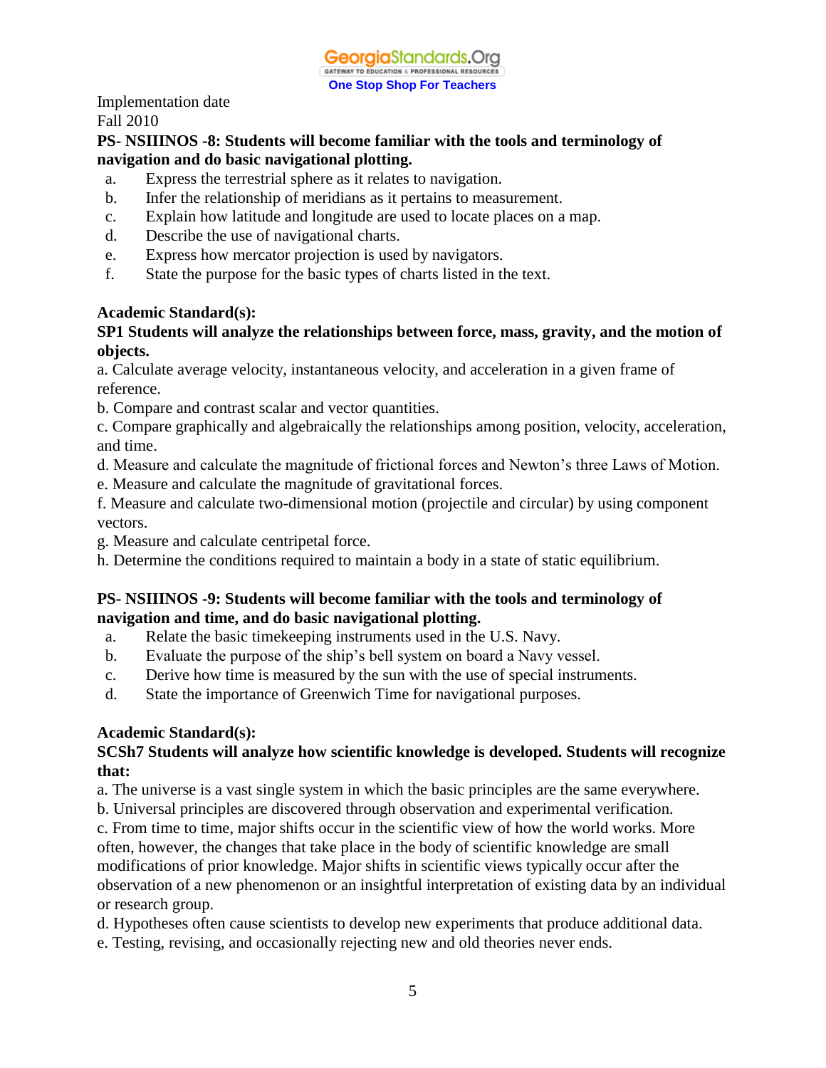Implementation date
Fall 2010

**PS- NSIIINOS -8: Students will become familiar with the tools and terminology of navigation and do basic navigational plotting.**

a. Express the terrestrial sphere as it relates to navigation.
b. Infer the relationship of meridians as it pertains to measurement.
c. Explain how latitude and longitude are used to locate places on a map.
d. Describe the use of navigational charts.
e. Express how mercator projection is used by navigators.
f. State the purpose for the basic types of charts listed in the text.

**Academic Standard(s):**

**SP1 Students will analyze the relationships between force, mass, gravity, and the motion of objects.**

a. Calculate average velocity, instantaneous velocity, and acceleration in a given frame of reference.
b. Compare and contrast scalar and vector quantities.
c. Compare graphically and algebraically the relationships among position, velocity, acceleration, and time.
d. Measure and calculate the magnitude of frictional forces and Newton's three Laws of Motion.
e. Measure and calculate the magnitude of gravitational forces.
f. Measure and calculate two-dimensional motion (projectile and circular) by using component vectors.
g. Measure and calculate centripetal force.
h. Determine the conditions required to maintain a body in a state of static equilibrium.

**PS- NSIIINOS -9: Students will become familiar with the tools and terminology of navigation and time, and do basic navigational plotting.**

a. Relate the basic timekeeping instruments used in the U.S. Navy.
b. Evaluate the purpose of the ship's bell system on board a Navy vessel.
c. Derive how time is measured by the sun with the use of special instruments.
d. State the importance of Greenwich Time for navigational purposes.

**Academic Standard(s):**

**SCSh7 Students will analyze how scientific knowledge is developed. Students will recognize that:**

a. The universe is a vast single system in which the basic principles are the same everywhere.
b. Universal principles are discovered through observation and experimental verification.
c. From time to time, major shifts occur in the scientific view of how the world works. More often, however, the changes that take place in the body of scientific knowledge are small modifications of prior knowledge. Major shifts in scientific views typically occur after the observation of a new phenomenon or an insightful interpretation of existing data by an individual or research group.
d. Hypotheses often cause scientists to develop new experiments that produce additional data.
e. Testing, revising, and occasionally rejecting new and old theories never ends.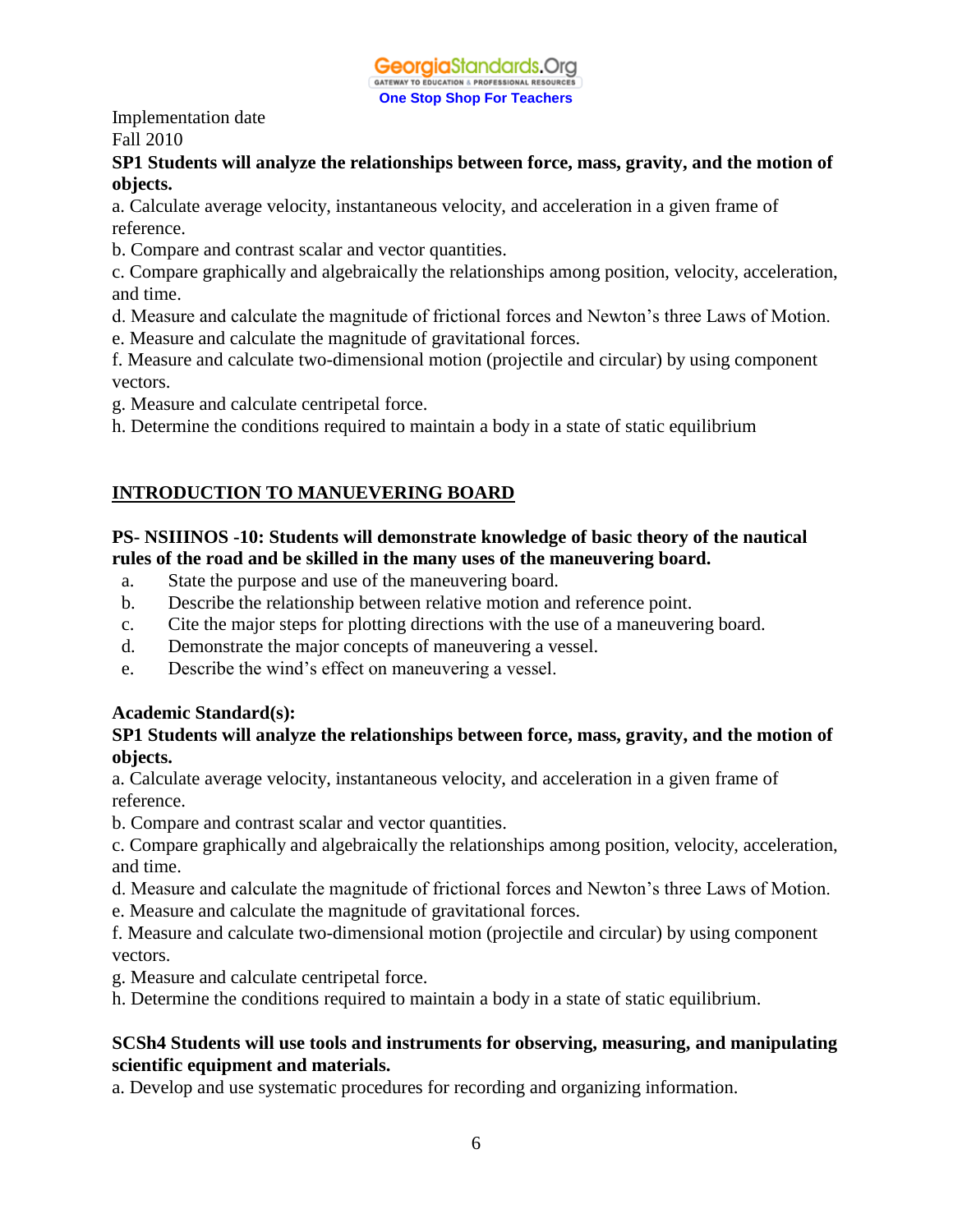Implementation date
Fall 2010

**SP1 Students will analyze the relationships between force, mass, gravity, and the motion of objects.**

a. Calculate average velocity, instantaneous velocity, and acceleration in a given frame of reference.

b. Compare and contrast scalar and vector quantities.

c. Compare graphically and algebraically the relationships among position, velocity, acceleration, and time.

d. Measure and calculate the magnitude of frictional forces and Newton's three Laws of Motion.

e. Measure and calculate the magnitude of gravitational forces.

f. Measure and calculate two-dimensional motion (projectile and circular) by using component vectors.

g. Measure and calculate centripetal force.

h. Determine the conditions required to maintain a body in a state of static equilibrium

## INTRODUCTION TO MANUEVERING BOARD

**PS- NSIIINOS -10: Students will demonstrate knowledge of basic theory of the nautical rules of the road and be skilled in the many uses of the maneuvering board.**

a. State the purpose and use of the maneuvering board.
b. Describe the relationship between relative motion and reference point.
c. Cite the major steps for plotting directions with the use of a maneuvering board.
d. Demonstrate the major concepts of maneuvering a vessel.
e. Describe the wind's effect on maneuvering a vessel.

**Academic Standard(s):**

**SP1 Students will analyze the relationships between force, mass, gravity, and the motion of objects.**

a. Calculate average velocity, instantaneous velocity, and acceleration in a given frame of reference.

b. Compare and contrast scalar and vector quantities.

c. Compare graphically and algebraically the relationships among position, velocity, acceleration, and time.

d. Measure and calculate the magnitude of frictional forces and Newton's three Laws of Motion.

e. Measure and calculate the magnitude of gravitational forces.

f. Measure and calculate two-dimensional motion (projectile and circular) by using component vectors.

g. Measure and calculate centripetal force.

h. Determine the conditions required to maintain a body in a state of static equilibrium.

**SCSh4 Students will use tools and instruments for observing, measuring, and manipulating scientific equipment and materials.**

a. Develop and use systematic procedures for recording and organizing information.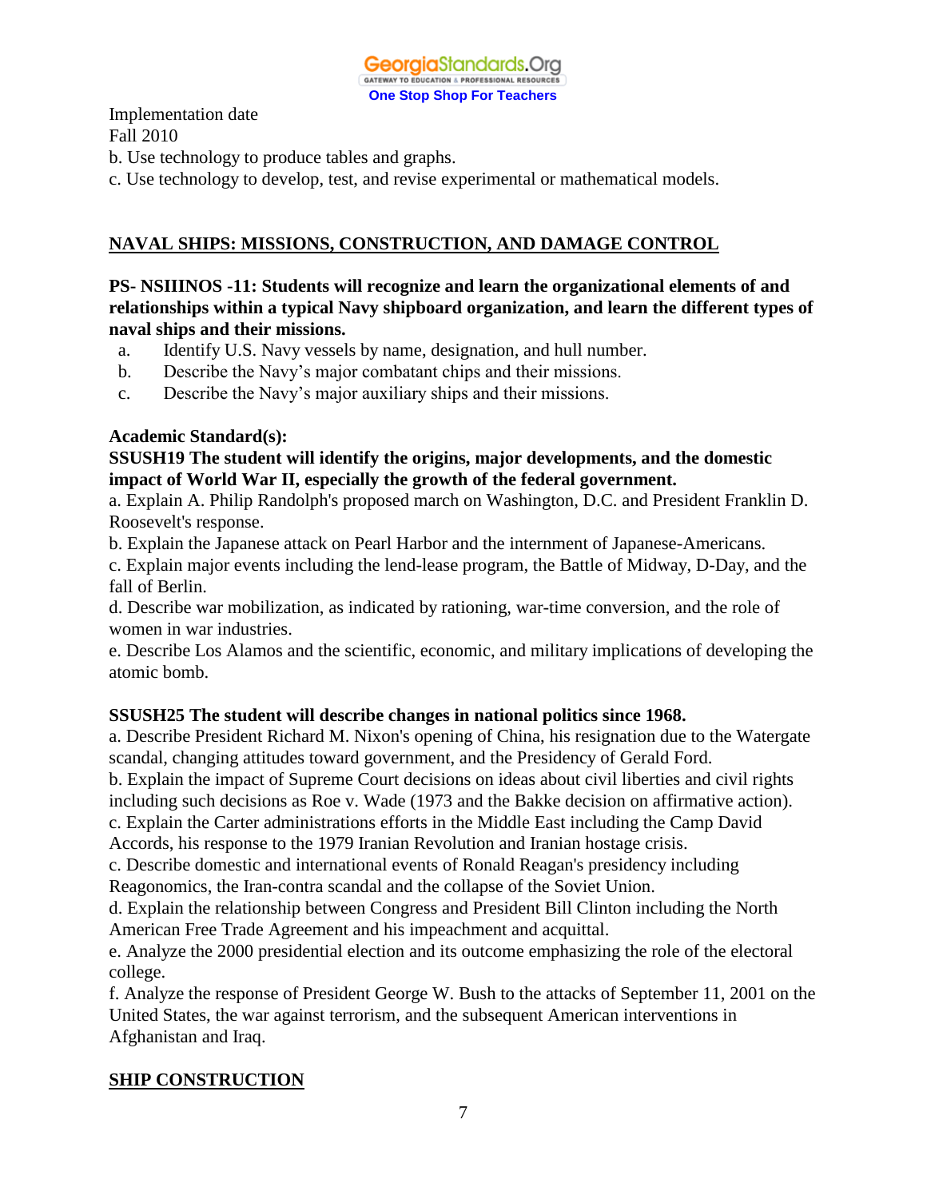Implementation date
Fall 2010
b. Use technology to produce tables and graphs.
c. Use technology to develop, test, and revise experimental or mathematical models.

## NAVAL SHIPS: MISSIONS, CONSTRUCTION, AND DAMAGE CONTROL

**PS- NSIIINOS -11: Students will recognize and learn the organizational elements of and relationships within a typical Navy shipboard organization, and learn the different types of naval ships and their missions.**

a. Identify U.S. Navy vessels by name, designation, and hull number.
b. Describe the Navy's major combatant chips and their missions.
c. Describe the Navy's major auxiliary ships and their missions.

**Academic Standard(s):**

**SSUSH19 The student will identify the origins, major developments, and the domestic impact of World War II, especially the growth of the federal government.**

a. Explain A. Philip Randolph's proposed march on Washington, D.C. and President Franklin D. Roosevelt's response.
b. Explain the Japanese attack on Pearl Harbor and the internment of Japanese-Americans.
c. Explain major events including the lend-lease program, the Battle of Midway, D-Day, and the fall of Berlin.
d. Describe war mobilization, as indicated by rationing, war-time conversion, and the role of women in war industries.
e. Describe Los Alamos and the scientific, economic, and military implications of developing the atomic bomb.

**SSUSH25 The student will describe changes in national politics since 1968.**

a. Describe President Richard M. Nixon's opening of China, his resignation due to the Watergate scandal, changing attitudes toward government, and the Presidency of Gerald Ford.
b. Explain the impact of Supreme Court decisions on ideas about civil liberties and civil rights including such decisions as Roe v. Wade (1973 and the Bakke decision on affirmative action).
c. Explain the Carter administrations efforts in the Middle East including the Camp David Accords, his response to the 1979 Iranian Revolution and Iranian hostage crisis.
c. Describe domestic and international events of Ronald Reagan's presidency including Reagonomics, the Iran-contra scandal and the collapse of the Soviet Union.
d. Explain the relationship between Congress and President Bill Clinton including the North American Free Trade Agreement and his impeachment and acquittal.
e. Analyze the 2000 presidential election and its outcome emphasizing the role of the electoral college.
f. Analyze the response of President George W. Bush to the attacks of September 11, 2001 on the United States, the war against terrorism, and the subsequent American interventions in Afghanistan and Iraq.

## SHIP CONSTRUCTION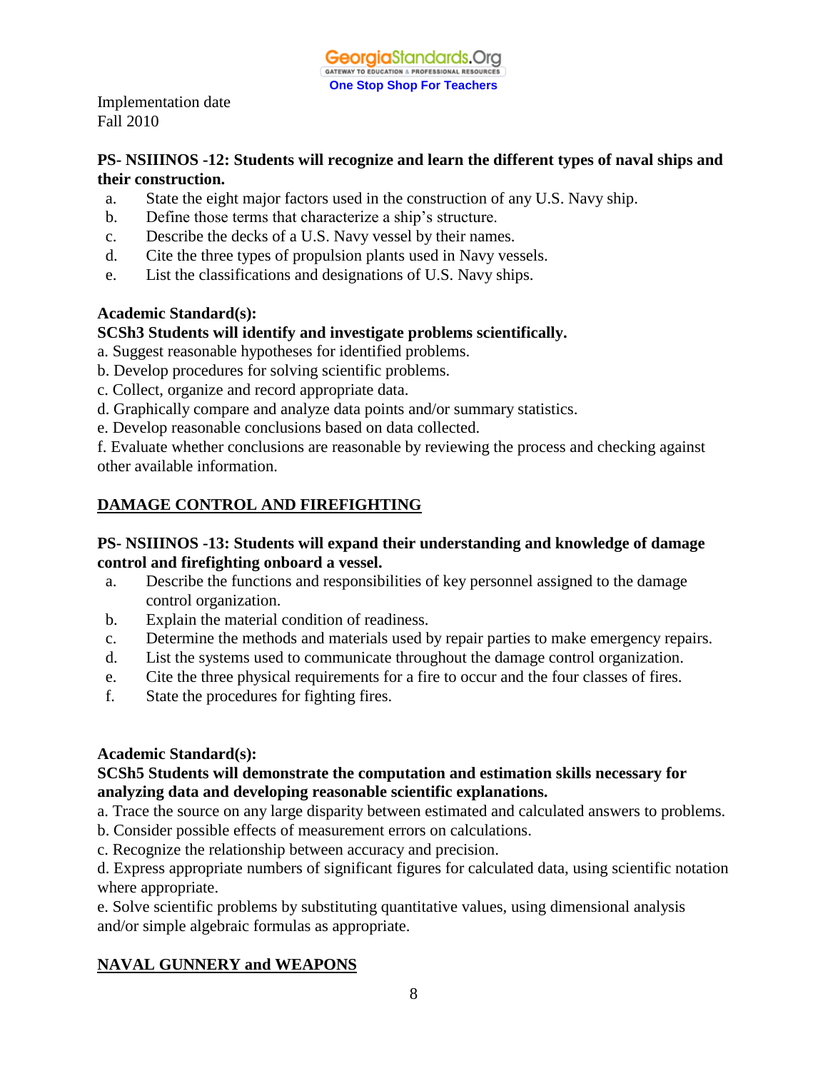Implementation date
Fall 2010

**PS- NSIIINOS -12: Students will recognize and learn the different types of naval ships and their construction.**

a. State the eight major factors used in the construction of any U.S. Navy ship.
b. Define those terms that characterize a ship's structure.
c. Describe the decks of a U.S. Navy vessel by their names.
d. Cite the three types of propulsion plants used in Navy vessels.
e. List the classifications and designations of U.S. Navy ships.

**Academic Standard(s):**

**SCSh3 Students will identify and investigate problems scientifically.**

a. Suggest reasonable hypotheses for identified problems.
b. Develop procedures for solving scientific problems.
c. Collect, organize and record appropriate data.
d. Graphically compare and analyze data points and/or summary statistics.
e. Develop reasonable conclusions based on data collected.
f. Evaluate whether conclusions are reasonable by reviewing the process and checking against other available information.

## DAMAGE CONTROL AND FIREFIGHTING

**PS- NSIIINOS -13: Students will expand their understanding and knowledge of damage control and firefighting onboard a vessel.**

a. Describe the functions and responsibilities of key personnel assigned to the damage control organization.
b. Explain the material condition of readiness.
c. Determine the methods and materials used by repair parties to make emergency repairs.
d. List the systems used to communicate throughout the damage control organization.
e. Cite the three physical requirements for a fire to occur and the four classes of fires.
f. State the procedures for fighting fires.

**Academic Standard(s):**

**SCSh5 Students will demonstrate the computation and estimation skills necessary for analyzing data and developing reasonable scientific explanations.**

a. Trace the source on any large disparity between estimated and calculated answers to problems.
b. Consider possible effects of measurement errors on calculations.
c. Recognize the relationship between accuracy and precision.
d. Express appropriate numbers of significant figures for calculated data, using scientific notation where appropriate.
e. Solve scientific problems by substituting quantitative values, using dimensional analysis and/or simple algebraic formulas as appropriate.

## NAVAL GUNNERY and WEAPONS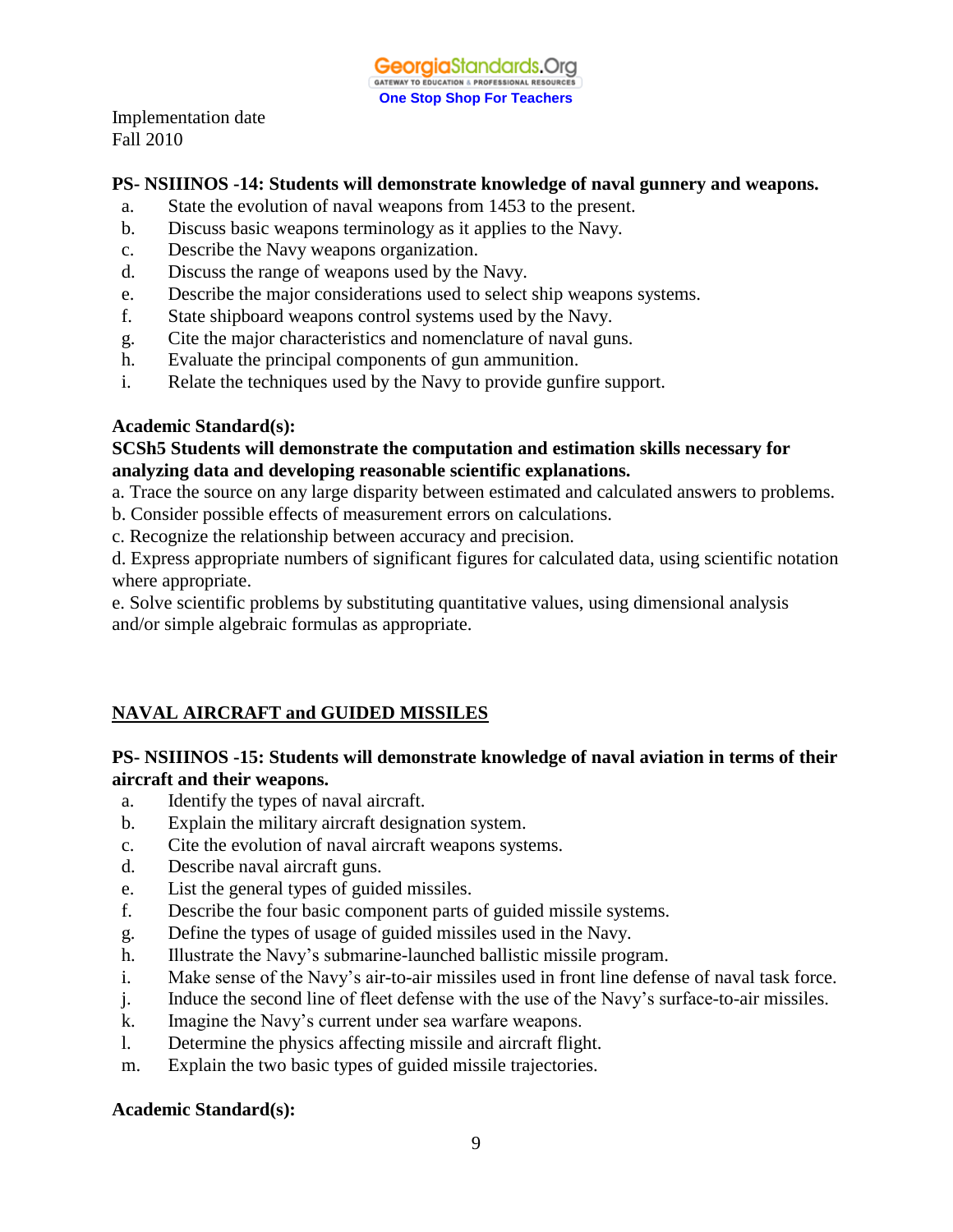Implementation date
Fall 2010

**PS- NSIIINOS -14: Students will demonstrate knowledge of naval gunnery and weapons.**

a. State the evolution of naval weapons from 1453 to the present.
b. Discuss basic weapons terminology as it applies to the Navy.
c. Describe the Navy weapons organization.
d. Discuss the range of weapons used by the Navy.
e. Describe the major considerations used to select ship weapons systems.
f. State shipboard weapons control systems used by the Navy.
g. Cite the major characteristics and nomenclature of naval guns.
h. Evaluate the principal components of gun ammunition.
i. Relate the techniques used by the Navy to provide gunfire support.

**Academic Standard(s):**

**SCSh5 Students will demonstrate the computation and estimation skills necessary for analyzing data and developing reasonable scientific explanations.**

a. Trace the source on any large disparity between estimated and calculated answers to problems.
b. Consider possible effects of measurement errors on calculations.
c. Recognize the relationship between accuracy and precision.
d. Express appropriate numbers of significant figures for calculated data, using scientific notation where appropriate.
e. Solve scientific problems by substituting quantitative values, using dimensional analysis and/or simple algebraic formulas as appropriate.

## NAVAL AIRCRAFT and GUIDED MISSILES

**PS- NSIIINOS -15: Students will demonstrate knowledge of naval aviation in terms of their aircraft and their weapons.**

a. Identify the types of naval aircraft.
b. Explain the military aircraft designation system.
c. Cite the evolution of naval aircraft weapons systems.
d. Describe naval aircraft guns.
e. List the general types of guided missiles.
f. Describe the four basic component parts of guided missile systems.
g. Define the types of usage of guided missiles used in the Navy.
h. Illustrate the Navy's submarine-launched ballistic missile program.
i. Make sense of the Navy's air-to-air missiles used in front line defense of naval task force.
j. Induce the second line of fleet defense with the use of the Navy's surface-to-air missiles.
k. Imagine the Navy's current under sea warfare weapons.
l. Determine the physics affecting missile and aircraft flight.
m. Explain the two basic types of guided missile trajectories.

**Academic Standard(s):**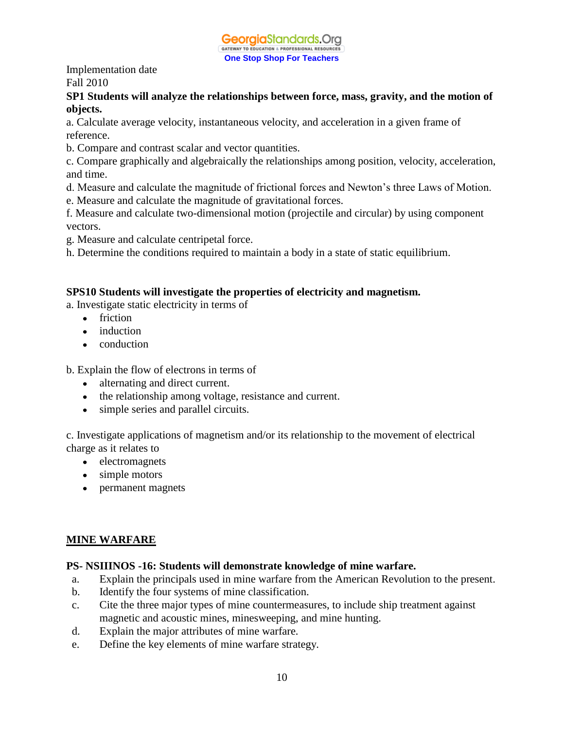Implementation date
Fall 2010

**SP1 Students will analyze the relationships between force, mass, gravity, and the motion of objects.**

a. Calculate average velocity, instantaneous velocity, and acceleration in a given frame of reference.
b. Compare and contrast scalar and vector quantities.
c. Compare graphically and algebraically the relationships among position, velocity, acceleration, and time.
d. Measure and calculate the magnitude of frictional forces and Newton's three Laws of Motion.
e. Measure and calculate the magnitude of gravitational forces.
f. Measure and calculate two-dimensional motion (projectile and circular) by using component vectors.
g. Measure and calculate centripetal force.
h. Determine the conditions required to maintain a body in a state of static equilibrium.

**SPS10 Students will investigate the properties of electricity and magnetism.**

a. Investigate static electricity in terms of
- friction
- induction
- conduction

b. Explain the flow of electrons in terms of
- alternating and direct current.
- the relationship among voltage, resistance and current.
- simple series and parallel circuits.

c. Investigate applications of magnetism and/or its relationship to the movement of electrical charge as it relates to
- electromagnets
- simple motors
- permanent magnets

## MINE WARFARE

**PS- NSIIINOS -16: Students will demonstrate knowledge of mine warfare.**

a. Explain the principals used in mine warfare from the American Revolution to the present.
b. Identify the four systems of mine classification.
c. Cite the three major types of mine countermeasures, to include ship treatment against magnetic and acoustic mines, minesweeping, and mine hunting.
d. Explain the major attributes of mine warfare.
e. Define the key elements of mine warfare strategy.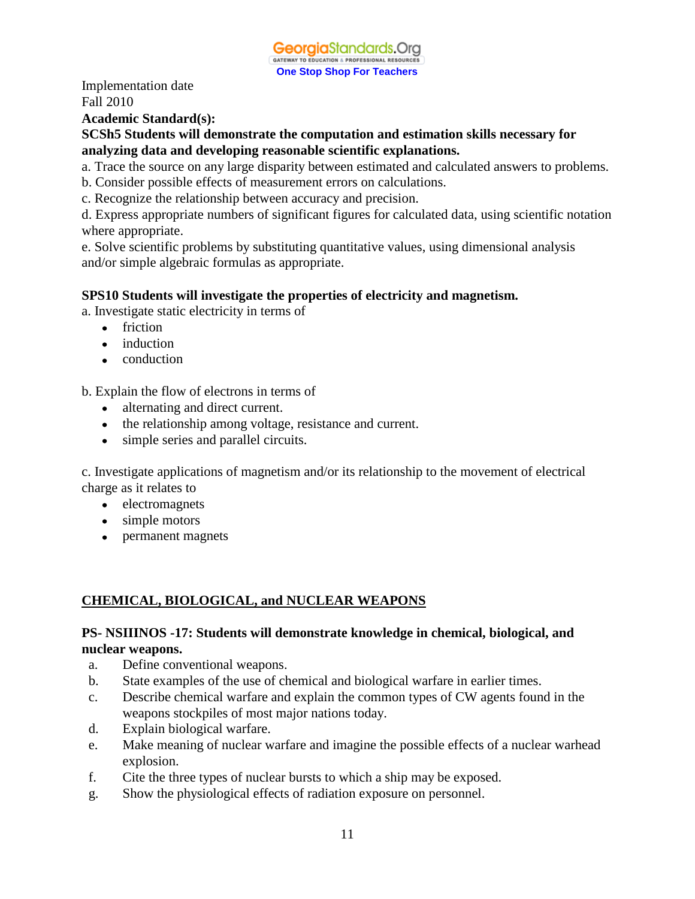Implementation date
Fall 2010

**Academic Standard(s):**

**SCSh5 Students will demonstrate the computation and estimation skills necessary for analyzing data and developing reasonable scientific explanations.**

a. Trace the source on any large disparity between estimated and calculated answers to problems.
b. Consider possible effects of measurement errors on calculations.
c. Recognize the relationship between accuracy and precision.
d. Express appropriate numbers of significant figures for calculated data, using scientific notation where appropriate.
e. Solve scientific problems by substituting quantitative values, using dimensional analysis and/or simple algebraic formulas as appropriate.

**SPS10 Students will investigate the properties of electricity and magnetism.**

a. Investigate static electricity in terms of

- friction
- induction
- conduction

b. Explain the flow of electrons in terms of

- alternating and direct current.
- the relationship among voltage, resistance and current.
- simple series and parallel circuits.

c. Investigate applications of magnetism and/or its relationship to the movement of electrical charge as it relates to

- electromagnets
- simple motors
- permanent magnets

## CHEMICAL, BIOLOGICAL, and NUCLEAR WEAPONS

**PS- NSIIINOS -17: Students will demonstrate knowledge in chemical, biological, and nuclear weapons.**

a. Define conventional weapons.
b. State examples of the use of chemical and biological warfare in earlier times.
c. Describe chemical warfare and explain the common types of CW agents found in the weapons stockpiles of most major nations today.
d. Explain biological warfare.
e. Make meaning of nuclear warfare and imagine the possible effects of a nuclear warhead explosion.
f. Cite the three types of nuclear bursts to which a ship may be exposed.
g. Show the physiological effects of radiation exposure on personnel.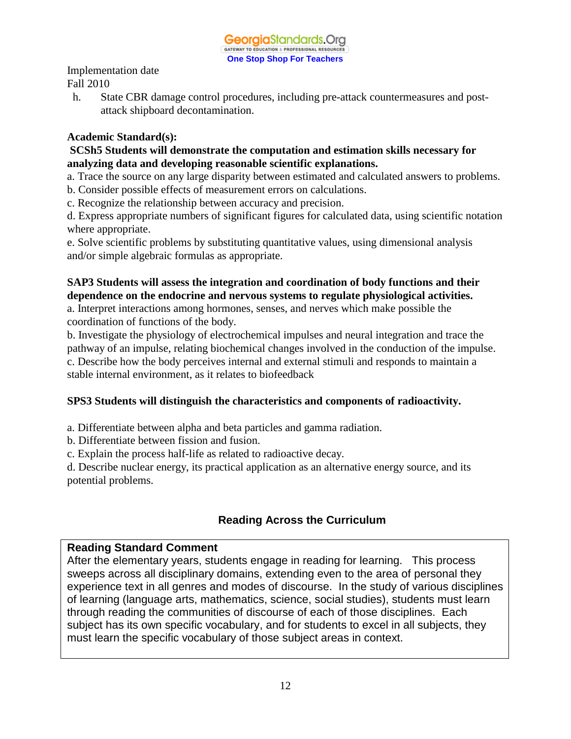Implementation date
Fall 2010

h. State CBR damage control procedures, including pre-attack countermeasures and post-attack shipboard decontamination.

**Academic Standard(s):**

**SCSh5 Students will demonstrate the computation and estimation skills necessary for analyzing data and developing reasonable scientific explanations.**

a. Trace the source on any large disparity between estimated and calculated answers to problems.
b. Consider possible effects of measurement errors on calculations.
c. Recognize the relationship between accuracy and precision.
d. Express appropriate numbers of significant figures for calculated data, using scientific notation where appropriate.
e. Solve scientific problems by substituting quantitative values, using dimensional analysis and/or simple algebraic formulas as appropriate.

**SAP3 Students will assess the integration and coordination of body functions and their dependence on the endocrine and nervous systems to regulate physiological activities.**

a. Interpret interactions among hormones, senses, and nerves which make possible the coordination of functions of the body.
b. Investigate the physiology of electrochemical impulses and neural integration and trace the pathway of an impulse, relating biochemical changes involved in the conduction of the impulse.
c. Describe how the body perceives internal and external stimuli and responds to maintain a stable internal environment, as it relates to biofeedback

**SPS3 Students will distinguish the characteristics and components of radioactivity.**

a. Differentiate between alpha and beta particles and gamma radiation.
b. Differentiate between fission and fusion.
c. Explain the process half-life as related to radioactive decay.
d. Describe nuclear energy, its practical application as an alternative energy source, and its potential problems.

## Reading Across the Curriculum

**Reading Standard Comment**

After the elementary years, students engage in reading for learning. This process sweeps across all disciplinary domains, extending even to the area of personal they experience text in all genres and modes of discourse. In the study of various disciplines of learning (language arts, mathematics, science, social studies), students must learn through reading the communities of discourse of each of those disciplines. Each subject has its own specific vocabulary, and for students to excel in all subjects, they must learn the specific vocabulary of those subject areas in context.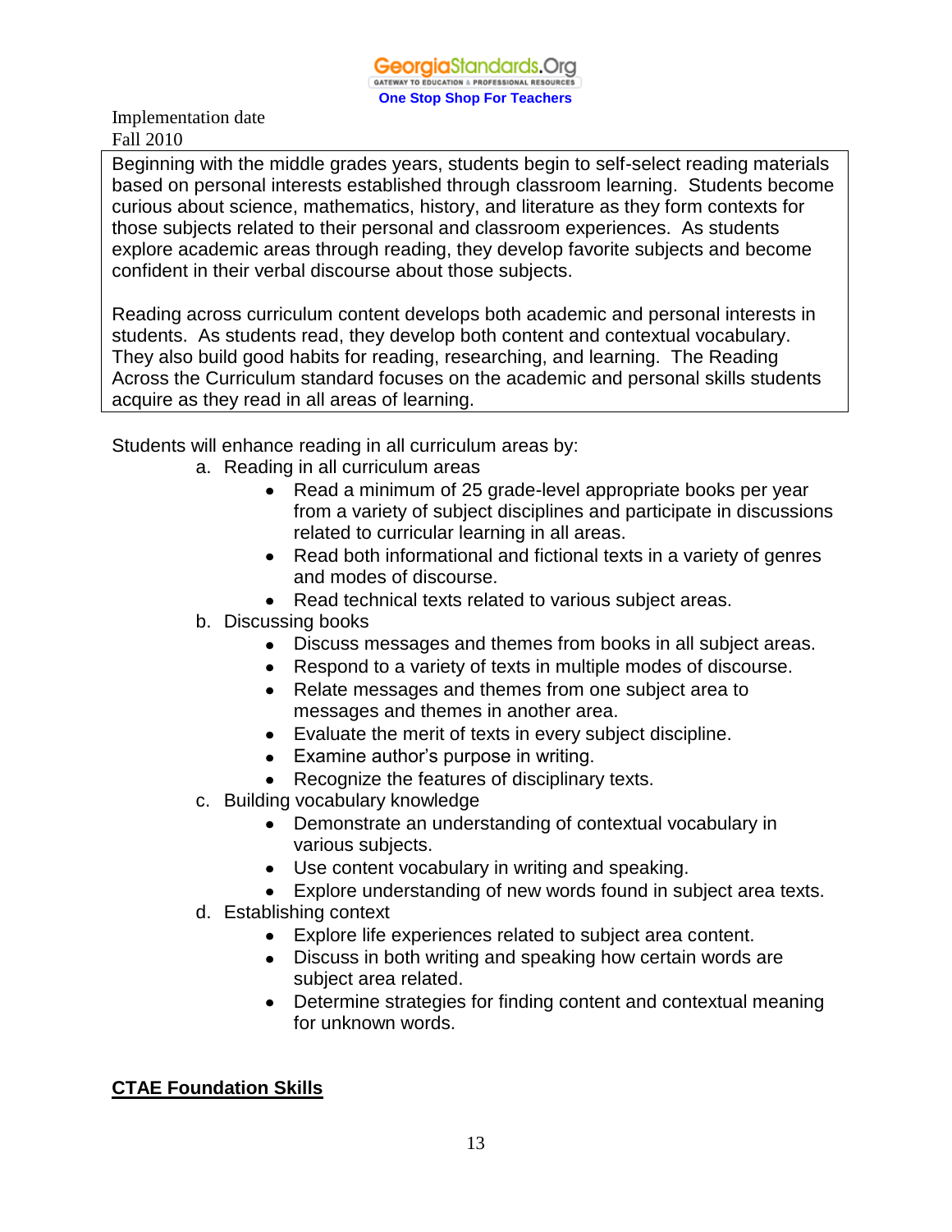Implementation date
Fall 2010

Beginning with the middle grades years, students begin to self-select reading materials based on personal interests established through classroom learning. Students become curious about science, mathematics, history, and literature as they form contexts for those subjects related to their personal and classroom experiences. As students explore academic areas through reading, they develop favorite subjects and become confident in their verbal discourse about those subjects.

Reading across curriculum content develops both academic and personal interests in students. As students read, they develop both content and contextual vocabulary. They also build good habits for reading, researching, and learning. The Reading Across the Curriculum standard focuses on the academic and personal skills students acquire as they read in all areas of learning.

Students will enhance reading in all curriculum areas by:

a. Reading in all curriculum areas
   - Read a minimum of 25 grade-level appropriate books per year from a variety of subject disciplines and participate in discussions related to curricular learning in all areas.
   - Read both informational and fictional texts in a variety of genres and modes of discourse.
   - Read technical texts related to various subject areas.

b. Discussing books
   - Discuss messages and themes from books in all subject areas.
   - Respond to a variety of texts in multiple modes of discourse.
   - Relate messages and themes from one subject area to messages and themes in another area.
   - Evaluate the merit of texts in every subject discipline.
   - Examine author's purpose in writing.
   - Recognize the features of disciplinary texts.

c. Building vocabulary knowledge
   - Demonstrate an understanding of contextual vocabulary in various subjects.
   - Use content vocabulary in writing and speaking.
   - Explore understanding of new words found in subject area texts.

d. Establishing context
   - Explore life experiences related to subject area content.
   - Discuss in both writing and speaking how certain words are subject area related.
   - Determine strategies for finding content and contextual meaning for unknown words.

## CTAE Foundation Skills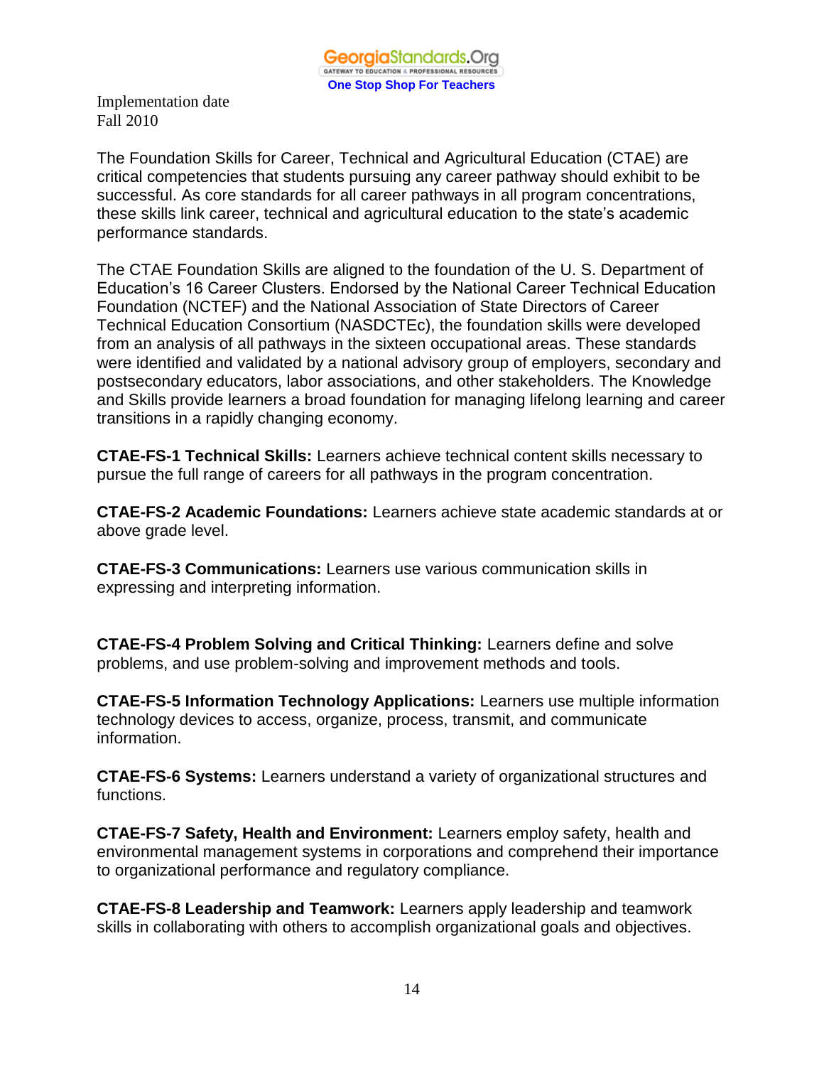Implementation date
Fall 2010

The Foundation Skills for Career, Technical and Agricultural Education (CTAE) are critical competencies that students pursuing any career pathway should exhibit to be successful. As core standards for all career pathways in all program concentrations, these skills link career, technical and agricultural education to the state's academic performance standards.

The CTAE Foundation Skills are aligned to the foundation of the U. S. Department of Education's 16 Career Clusters. Endorsed by the National Career Technical Education Foundation (NCTEF) and the National Association of State Directors of Career Technical Education Consortium (NASDCTEc), the foundation skills were developed from an analysis of all pathways in the sixteen occupational areas. These standards were identified and validated by a national advisory group of employers, secondary and postsecondary educators, labor associations, and other stakeholders. The Knowledge and Skills provide learners a broad foundation for managing lifelong learning and career transitions in a rapidly changing economy.

**CTAE-FS-1 Technical Skills:** Learners achieve technical content skills necessary to pursue the full range of careers for all pathways in the program concentration.

**CTAE-FS-2 Academic Foundations:** Learners achieve state academic standards at or above grade level.

**CTAE-FS-3 Communications:** Learners use various communication skills in expressing and interpreting information.

**CTAE-FS-4 Problem Solving and Critical Thinking:** Learners define and solve problems, and use problem-solving and improvement methods and tools.

**CTAE-FS-5 Information Technology Applications:** Learners use multiple information technology devices to access, organize, process, transmit, and communicate information.

**CTAE-FS-6 Systems:** Learners understand a variety of organizational structures and functions.

**CTAE-FS-7 Safety, Health and Environment:** Learners employ safety, health and environmental management systems in corporations and comprehend their importance to organizational performance and regulatory compliance.

**CTAE-FS-8 Leadership and Teamwork:** Learners apply leadership and teamwork skills in collaborating with others to accomplish organizational goals and objectives.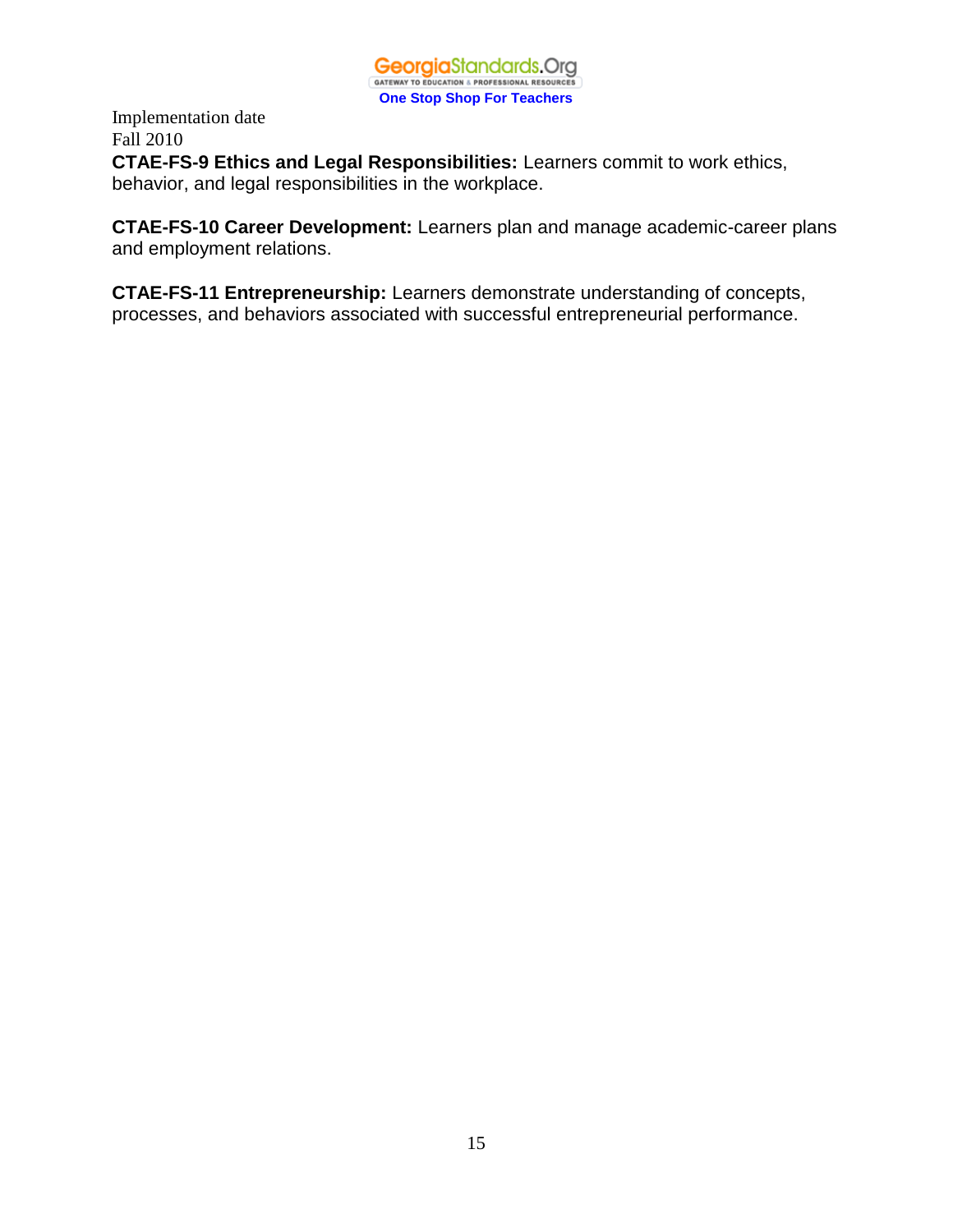Implementation date
Fall 2010

**CTAE-FS-9 Ethics and Legal Responsibilities:** Learners commit to work ethics, behavior, and legal responsibilities in the workplace.

**CTAE-FS-10 Career Development:** Learners plan and manage academic-career plans and employment relations.

**CTAE-FS-11 Entrepreneurship:** Learners demonstrate understanding of concepts, processes, and behaviors associated with successful entrepreneurial performance.